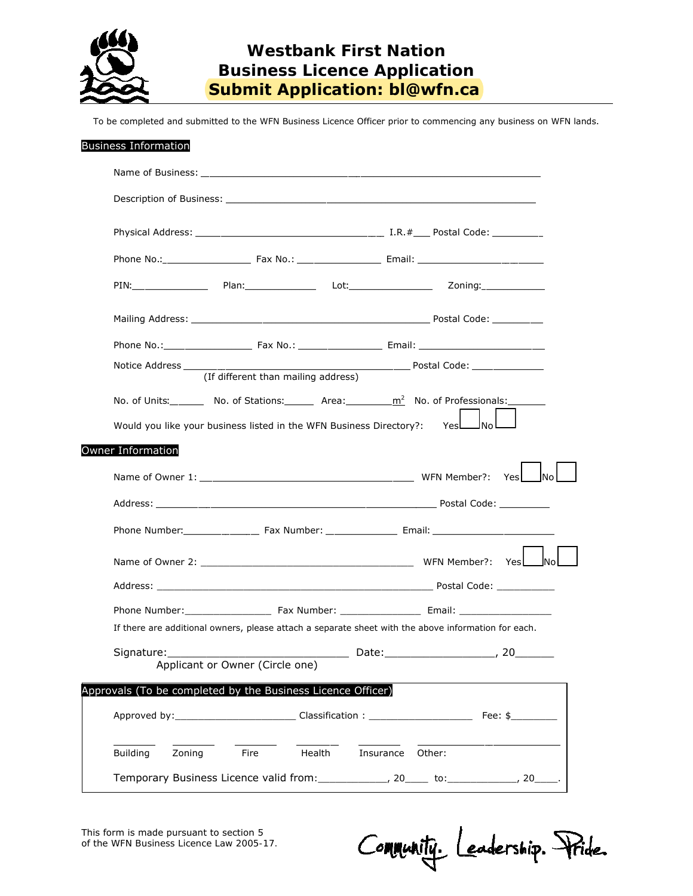# Westbank First Nation
# Business Licence Application
## Submit Application: bl@wfn.ca

To be completed and submitted to the WFN Business Licence Officer prior to commencing any business on WFN lands.

**Business Information**

Name of Business: ____________________________________________________________

Description of Business: _______________________________________________________

Physical Address: _________________________________ I.R.#___ Postal Code: _________

Phone No.:_______________ Fax No.: _______________ Email: ______________________

PIN:______________ Plan:______________ Lot:________________ Zoning:____________

Mailing Address: __________________________________________ Postal Code: _________

Phone No.:________________ Fax No.: _______________ Email: ______________________

Notice Address ___________________________________________ Postal Code: _____________
(If different than mailing address)

No. of Units:______ No. of Stations:_____ Area:________m$^2$ No. of Professionals:_______

Would you like your business listed in the WFN Business Directory?: Yes ☐ No ☐

**Owner Information**

Name of Owner 1: ____________________________________ WFN Member?: Yes ☐ No ☐

Address: ___________________________________________________ Postal Code: _________

Phone Number:_____________ Fax Number: _____________ Email: ______________________

Name of Owner 2: ____________________________________ WFN Member?: Yes ☐ No ☐

Address: ___________________________________________________ Postal Code: __________

Phone Number:_______________ Fax Number: ______________ Email: ________________

If there are additional owners, please attach a separate sheet with the above information for each.

Signature:_____________________________ Date:_________________, 20______
Applicant or Owner (Circle one)

**Approvals (To be completed by the Business Licence Officer)**

Approved by:_____________________ Classification : __________________ Fee: $________

_______ Building _______ Zoning _______ Fire _______ Health _______ Insurance _______ Other:

Temporary Business Licence valid from:___________, 20____ to:____________, 20____.

This form is made pursuant to section 5 of the WFN Business Licence Law 2005-17.

Community. Leadership. Pride.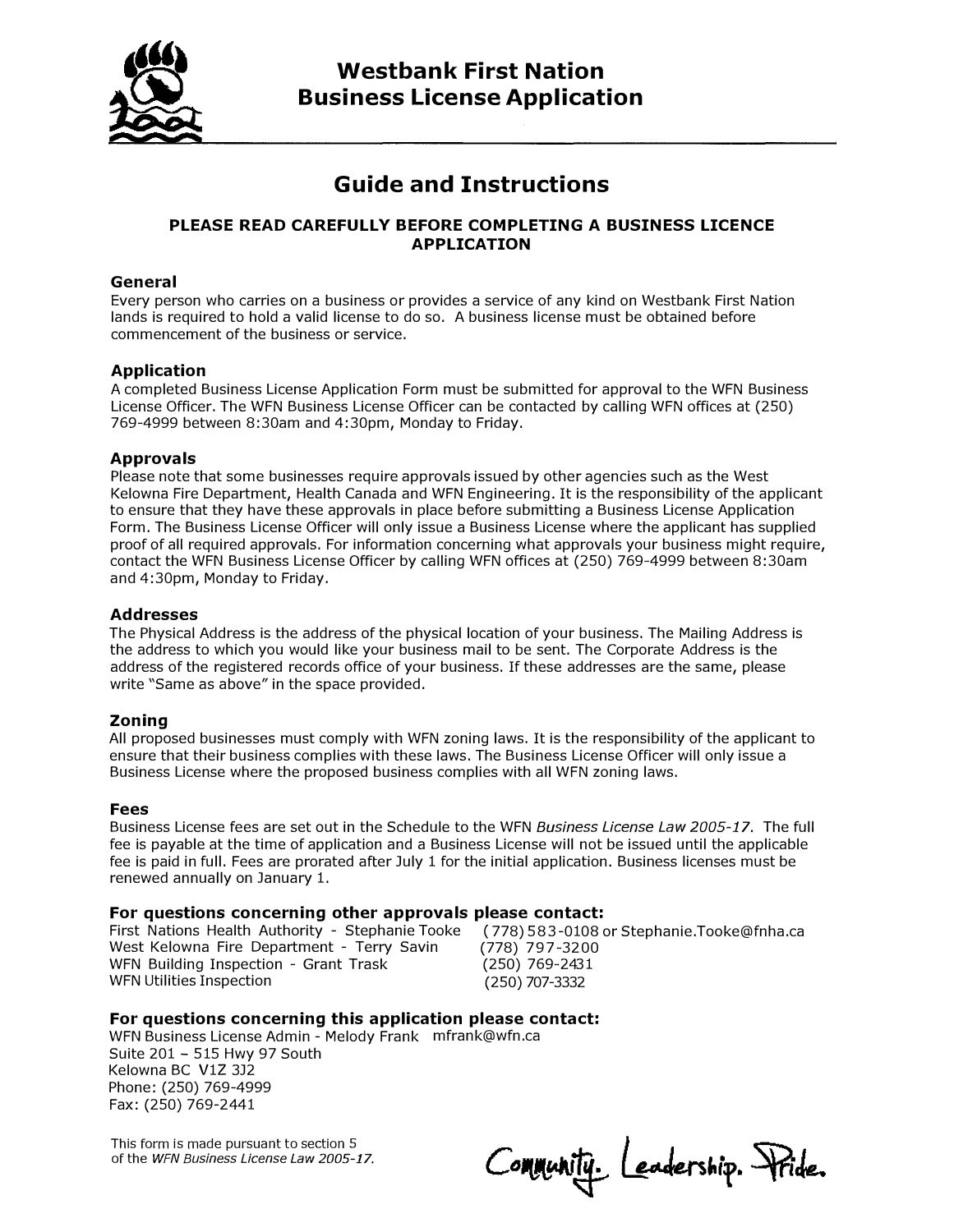# Westbank First Nation Business License Application

## Guide and Instructions

**PLEASE READ CAREFULLY BEFORE COMPLETING A BUSINESS LICENCE APPLICATION**

### General

Every person who carries on a business or provides a service of any kind on Westbank First Nation lands is required to hold a valid license to do so. A business license must be obtained before commencement of the business or service.

### Application

A completed Business License Application Form must be submitted for approval to the WFN Business License Officer. The WFN Business License Officer can be contacted by calling WFN offices at (250) 769-4999 between 8:30am and 4:30pm, Monday to Friday.

### Approvals

Please note that some businesses require approvals issued by other agencies such as the West Kelowna Fire Department, Health Canada and WFN Engineering. It is the responsibility of the applicant to ensure that they have these approvals in place before submitting a Business License Application Form. The Business License Officer will only issue a Business License where the applicant has supplied proof of all required approvals. For information concerning what approvals your business might require, contact the WFN Business License Officer by calling WFN offices at (250) 769-4999 between 8:30am and 4:30pm, Monday to Friday.

### Addresses

The Physical Address is the address of the physical location of your business. The Mailing Address is the address to which you would like your business mail to be sent. The Corporate Address is the address of the registered records office of your business. If these addresses are the same, please write "Same as above" in the space provided.

### Zoning

All proposed businesses must comply with WFN zoning laws. It is the responsibility of the applicant to ensure that their business complies with these laws. The Business License Officer will only issue a Business License where the proposed business complies with all WFN zoning laws.

### Fees

Business License fees are set out in the Schedule to the WFN *Business License Law 2005-17*. The full fee is payable at the time of application and a Business License will not be issued until the applicable fee is paid in full. Fees are prorated after July 1 for the initial application. Business licenses must be renewed annually on January 1.

### For questions concerning other approvals please contact:

| | |
|---|---|
| First Nations Health Authority - Stephanie Tooke | (778) 583-0108 or Stephanie.Tooke@fnha.ca |
| West Kelowna Fire Department - Terry Savin | (778) 797-3200 |
| WFN Building Inspection - Grant Trask | (250) 769-2431 |
| WFN Utilities Inspection | (250) 707-3332 |

### For questions concerning this application please contact:

WFN Business License Admin - Melody Frank mfrank@wfn.ca
Suite 201 – 515 Hwy 97 South
Kelowna BC V1Z 3J2
Phone: (250) 769-4999
Fax: (250) 769-2441

This form is made pursuant to section 5 of the *WFN Business License Law 2005-17.*

Community. Leadership. Pride.